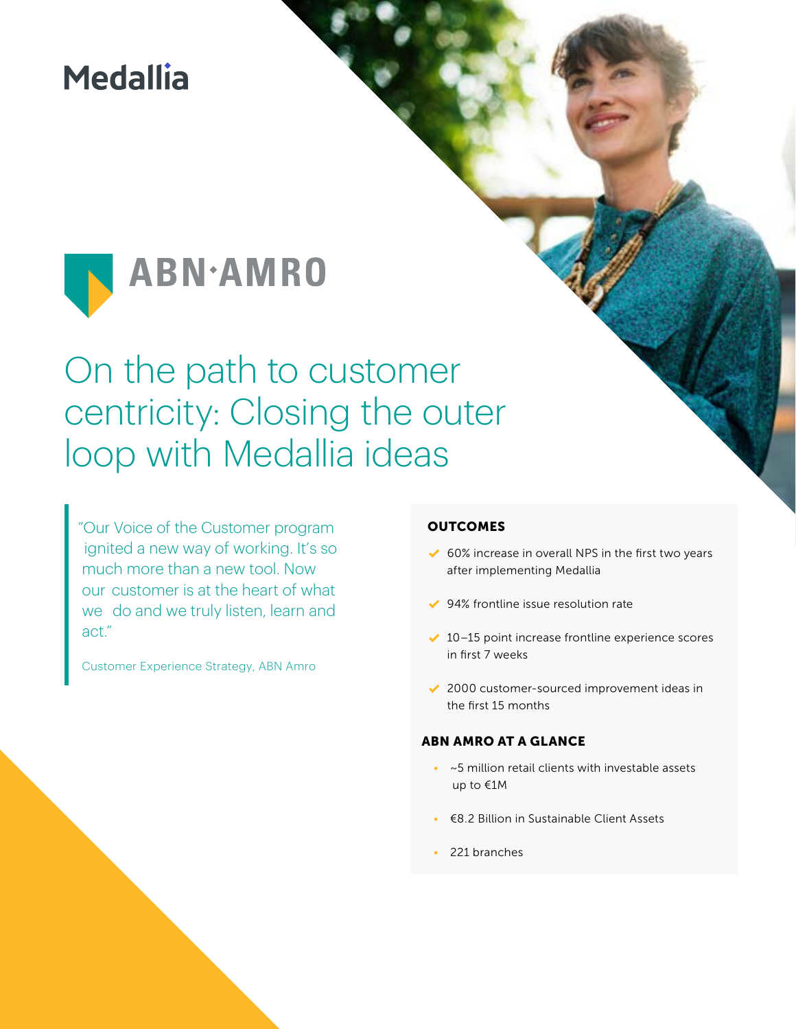Medallia

ABN·AMRO

# On the path to customer centricity: Closing the outer loop with Medallia ideas

> "Our Voice of the Customer program ignited a new way of working. It's so much more than a new tool. Now our customer is at the heart of what we do and we truly listen, learn and act."
>
> Customer Experience Strategy, ABN Amro

## OUTCOMES

- 60% increase in overall NPS in the first two years after implementing Medallia
- 94% frontline issue resolution rate
- 10–15 point increase frontline experience scores in first 7 weeks
- 2000 customer-sourced improvement ideas in the first 15 months

## ABN AMRO AT A GLANCE

- ~5 million retail clients with investable assets up to €1M
- €8.2 Billion in Sustainable Client Assets
- 221 branches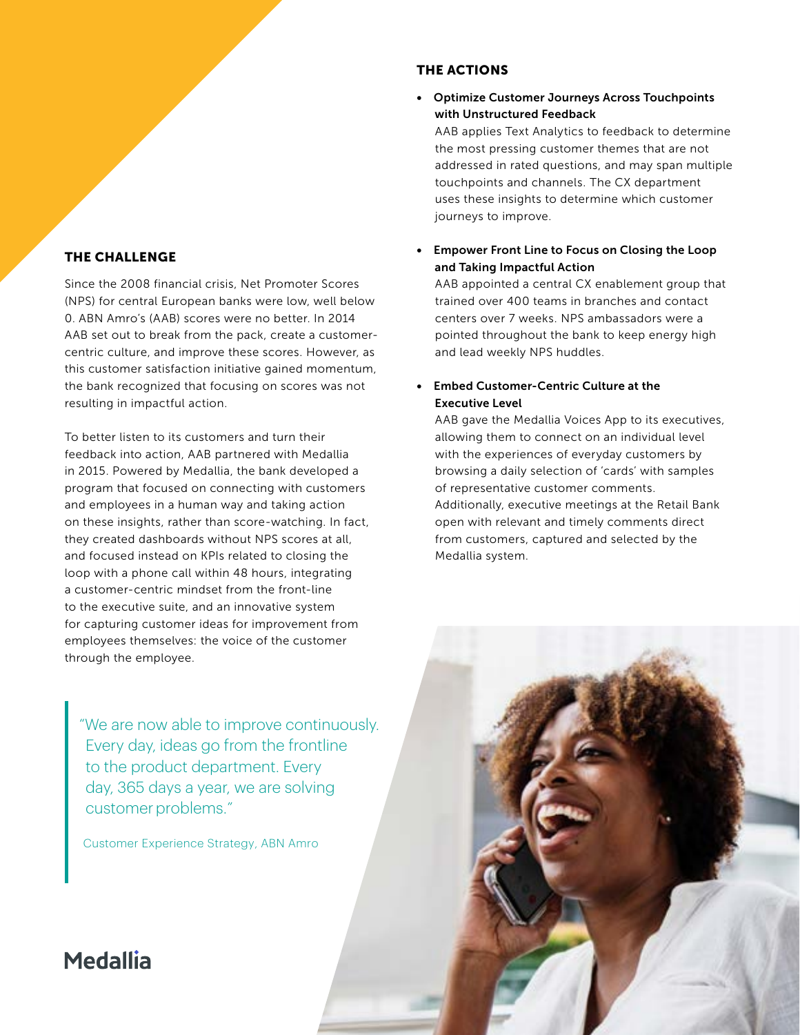## THE CHALLENGE

Since the 2008 financial crisis, Net Promoter Scores (NPS) for central European banks were low, well below 0. ABN Amro's (AAB) scores were no better. In 2014 AAB set out to break from the pack, create a customer-centric culture, and improve these scores. However, as this customer satisfaction initiative gained momentum, the bank recognized that focusing on scores was not resulting in impactful action.

To better listen to its customers and turn their feedback into action, AAB partnered with Medallia in 2015. Powered by Medallia, the bank developed a program that focused on connecting with customers and employees in a human way and taking action on these insights, rather than score-watching. In fact, they created dashboards without NPS scores at all, and focused instead on KPIs related to closing the loop with a phone call within 48 hours, integrating a customer-centric mindset from the front-line to the executive suite, and an innovative system for capturing customer ideas for improvement from employees themselves: the voice of the customer through the employee.

> "We are now able to improve continuously. Every day, ideas go from the frontline to the product department. Every day, 365 days a year, we are solving customer problems."
>
> Customer Experience Strategy, ABN Amro

## THE ACTIONS

- **Optimize Customer Journeys Across Touchpoints with Unstructured Feedback**
  AAB applies Text Analytics to feedback to determine the most pressing customer themes that are not addressed in rated questions, and may span multiple touchpoints and channels. The CX department uses these insights to determine which customer journeys to improve.

- **Empower Front Line to Focus on Closing the Loop and Taking Impactful Action**
  AAB appointed a central CX enablement group that trained over 400 teams in branches and contact centers over 7 weeks. NPS ambassadors were a pointed throughout the bank to keep energy high and lead weekly NPS huddles.

- **Embed Customer-Centric Culture at the Executive Level**
  AAB gave the Medallia Voices App to its executives, allowing them to connect on an individual level with the experiences of everyday customers by browsing a daily selection of 'cards' with samples of representative customer comments. Additionally, executive meetings at the Retail Bank open with relevant and timely comments direct from customers, captured and selected by the Medallia system.

Medallia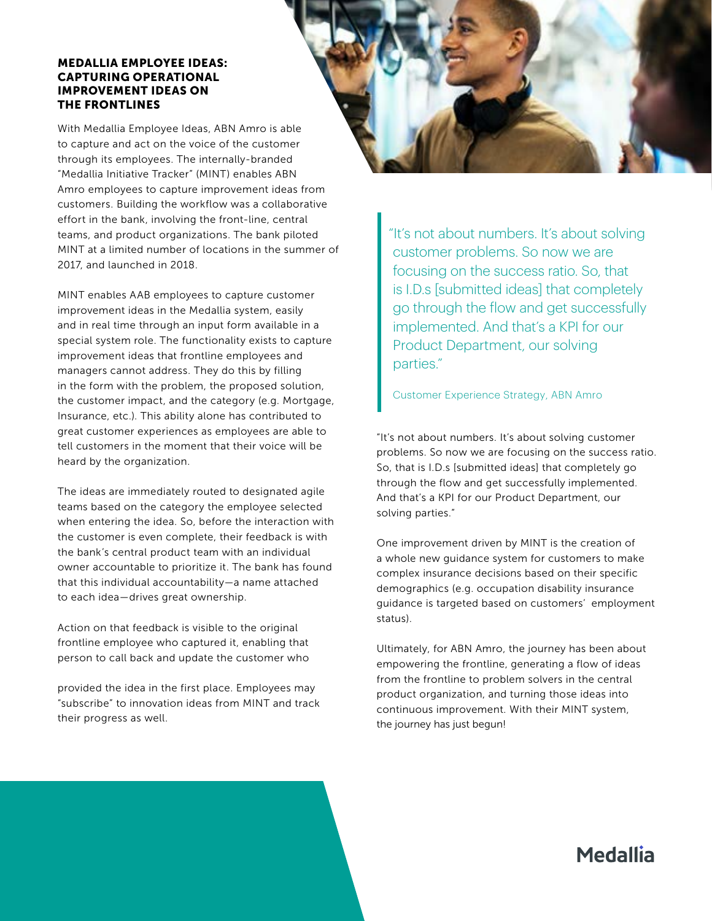## MEDALLIA EMPLOYEE IDEAS: CAPTURING OPERATIONAL IMPROVEMENT IDEAS ON THE FRONTLINES

With Medallia Employee Ideas, ABN Amro is able to capture and act on the voice of the customer through its employees. The internally-branded "Medallia Initiative Tracker" (MINT) enables ABN Amro employees to capture improvement ideas from customers. Building the workflow was a collaborative effort in the bank, involving the front-line, central teams, and product organizations. The bank piloted MINT at a limited number of locations in the summer of 2017, and launched in 2018.

MINT enables AAB employees to capture customer improvement ideas in the Medallia system, easily and in real time through an input form available in a special system role. The functionality exists to capture improvement ideas that frontline employees and managers cannot address. They do this by filling in the form with the problem, the proposed solution, the customer impact, and the category (e.g. Mortgage, Insurance, etc.). This ability alone has contributed to great customer experiences as employees are able to tell customers in the moment that their voice will be heard by the organization.

The ideas are immediately routed to designated agile teams based on the category the employee selected when entering the idea. So, before the interaction with the customer is even complete, their feedback is with the bank's central product team with an individual owner accountable to prioritize it. The bank has found that this individual accountability—a name attached to each idea—drives great ownership.

Action on that feedback is visible to the original frontline employee who captured it, enabling that person to call back and update the customer who provided the idea in the first place. Employees may "subscribe" to innovation ideas from MINT and track their progress as well.

> "It's not about numbers. It's about solving customer problems. So now we are focusing on the success ratio. So, that is I.D.s [submitted ideas] that completely go through the flow and get successfully implemented. And that's a KPI for our Product Department, our solving parties."
>
> Customer Experience Strategy, ABN Amro

"It's not about numbers. It's about solving customer problems. So now we are focusing on the success ratio. So, that is I.D.s [submitted ideas] that completely go through the flow and get successfully implemented. And that's a KPI for our Product Department, our solving parties."

One improvement driven by MINT is the creation of a whole new guidance system for customers to make complex insurance decisions based on their specific demographics (e.g. occupation disability insurance guidance is targeted based on customers' employment status).

Ultimately, for ABN Amro, the journey has been about empowering the frontline, generating a flow of ideas from the frontline to problem solvers in the central product organization, and turning those ideas into continuous improvement. With their MINT system, the journey has just begun!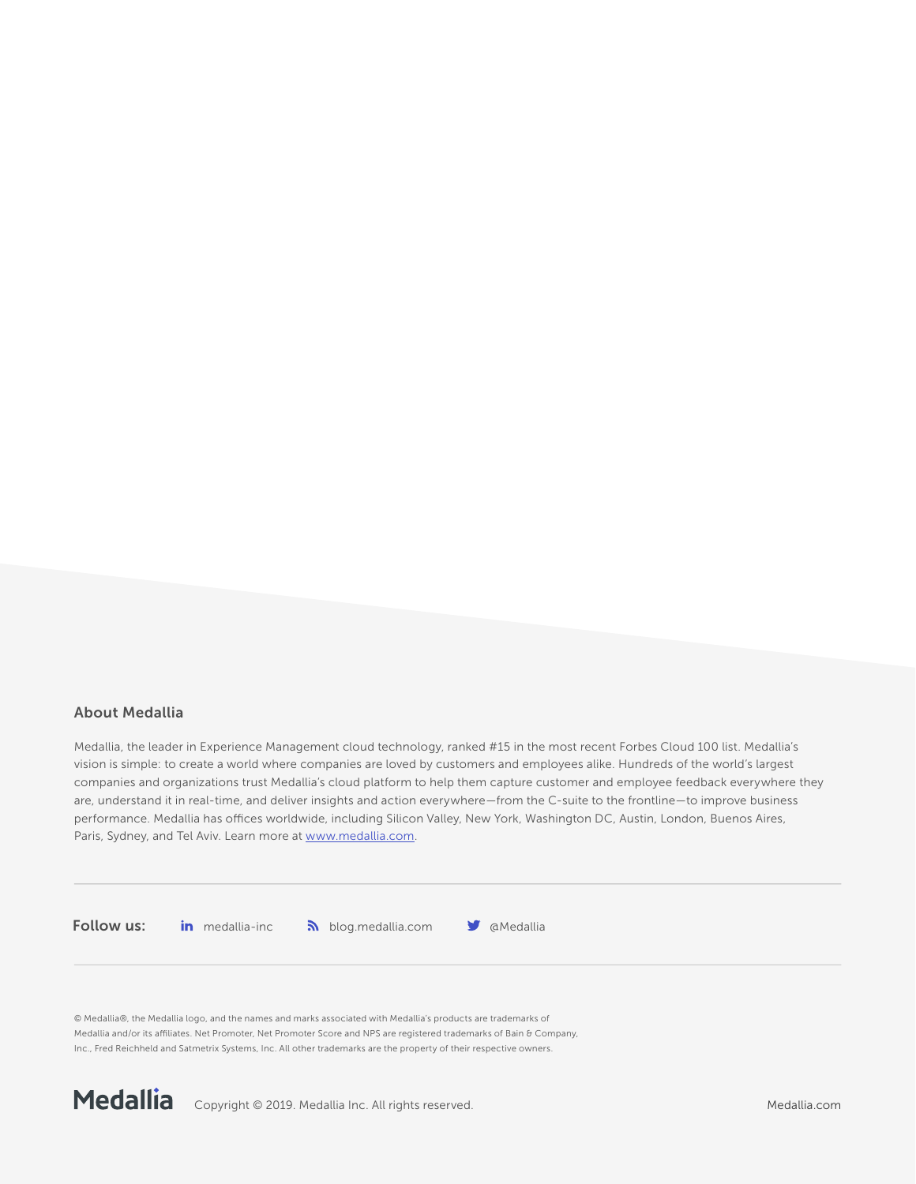## About Medallia

Medallia, the leader in Experience Management cloud technology, ranked #15 in the most recent Forbes Cloud 100 list. Medallia's vision is simple: to create a world where companies are loved by customers and employees alike. Hundreds of the world's largest companies and organizations trust Medallia's cloud platform to help them capture customer and employee feedback everywhere they are, understand it in real-time, and deliver insights and action everywhere—from the C-suite to the frontline—to improve business performance. Medallia has offices worldwide, including Silicon Valley, New York, Washington DC, Austin, London, Buenos Aires, Paris, Sydney, and Tel Aviv. Learn more at [www.medallia.com](http://www.medallia.com).

---

**Follow us:** medallia-inc blog.medallia.com @Medallia

---

© Medallia®, the Medallia logo, and the names and marks associated with Medallia's products are trademarks of Medallia and/or its affiliates. Net Promoter, Net Promoter Score and NPS are registered trademarks of Bain & Company, Inc., Fred Reichheld and Satmetrix Systems, Inc. All other trademarks are the property of their respective owners.

Medallia Copyright © 2019. Medallia Inc. All rights reserved. Medallia.com